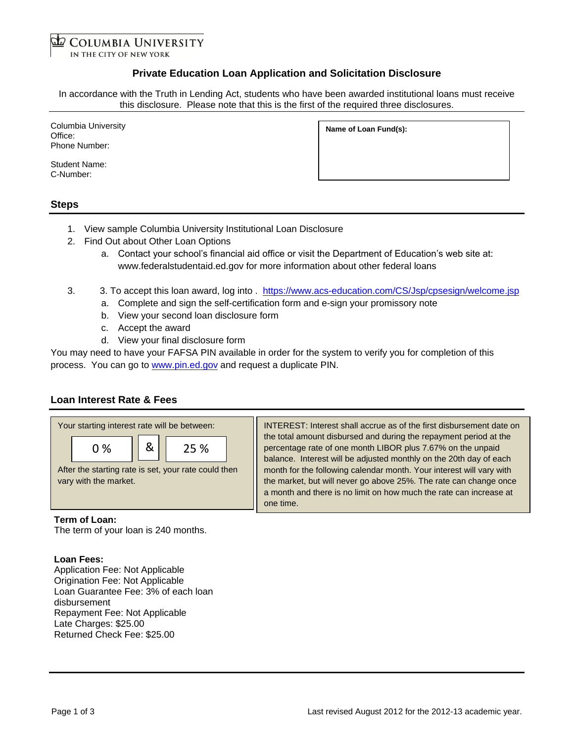COLUMBIA UNIVERSITY
IN THE CITY OF NEW YORK

# Private Education Loan Application and Solicitation Disclosure

In accordance with the Truth in Lending Act, students who have been awarded institutional loans must receive this disclosure. Please note that this is the first of the required three disclosures.

Columbia University
Office:
Phone Number:

Student Name:
C-Number:

**Name of Loan Fund(s):**

## Steps

1. View sample Columbia University Institutional Loan Disclosure
2. Find Out about Other Loan Options
   a. Contact your school's financial aid office or visit the Department of Education's web site at: www.federalstudentaid.ed.gov for more information about other federal loans
3. 3. To accept this loan award, log into . https://www.acs-education.com/CS/Jsp/cpsesign/welcome.jsp
   a. Complete and sign the self-certification form and e-sign your promissory note
   b. View your second loan disclosure form
   c. Accept the award
   d. View your final disclosure form

You may need to have your FAFSA PIN available in order for the system to verify you for completion of this process. You can go to www.pin.ed.gov and request a duplicate PIN.

## Loan Interest Rate & Fees

Your starting interest rate will be between:

0 % & 25 %

After the starting rate is set, your rate could then vary with the market.

INTEREST: Interest shall accrue as of the first disbursement date on the total amount disbursed and during the repayment period at the percentage rate of one month LIBOR plus 7.67% on the unpaid balance. Interest will be adjusted monthly on the 20th day of each month for the following calendar month. Your interest will vary with the market, but will never go above 25%. The rate can change once a month and there is no limit on how much the rate can increase at one time.

**Term of Loan:**
The term of your loan is 240 months.

**Loan Fees:**
Application Fee: Not Applicable
Origination Fee: Not Applicable
Loan Guarantee Fee: 3% of each loan disbursement
Repayment Fee: Not Applicable
Late Charges: $25.00
Returned Check Fee: $25.00

Last revised August 2012 for the 2012-13 academic year.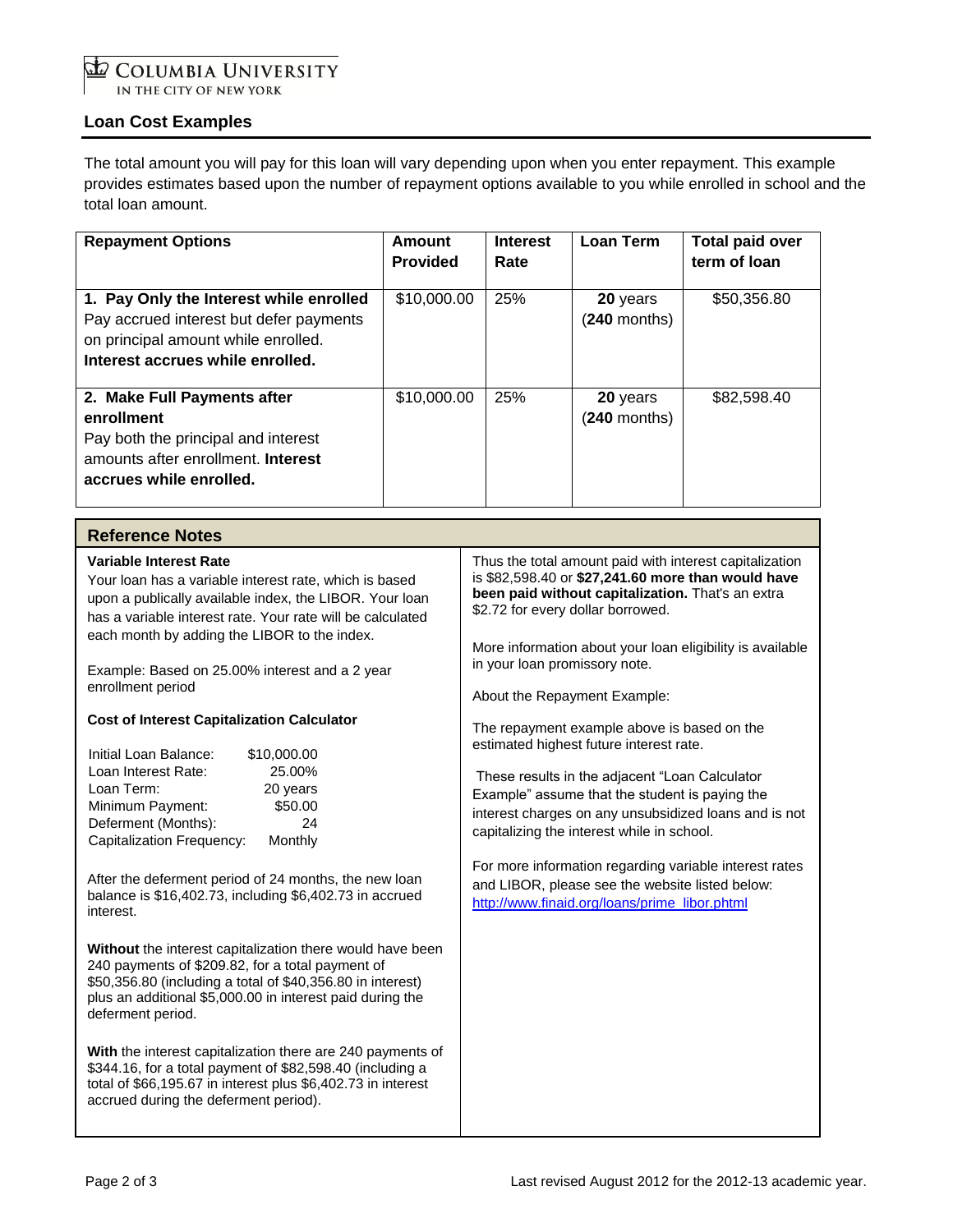COLUMBIA UNIVERSITY
IN THE CITY OF NEW YORK

## Loan Cost Examples

The total amount you will pay for this loan will vary depending upon when you enter repayment. This example provides estimates based upon the number of repayment options available to you while enrolled in school and the total loan amount.

| Repayment Options | Amount Provided | Interest Rate | Loan Term | Total paid over term of loan |
|---|---|---|---|---|
| **1. Pay Only the Interest while enrolled** Pay accrued interest but defer payments on principal amount while enrolled. **Interest accrues while enrolled.** | $10,000.00 | 25% | **20** years (**240** months) | $50,356.80 |
| **2. Make Full Payments after enrollment** Pay both the principal and interest amounts after enrollment. **Interest accrues while enrolled.** | $10,000.00 | 25% | **20** years (**240** months) | $82,598.40 |

### Reference Notes

**Variable Interest Rate**

Your loan has a variable interest rate, which is based upon a publically available index, the LIBOR. Your loan has a variable interest rate. Your rate will be calculated each month by adding the LIBOR to the index.

Example: Based on 25.00% interest and a 2 year enrollment period

**Cost of Interest Capitalization Calculator**

| | |
|---|---|
| Initial Loan Balance: | $10,000.00 |
| Loan Interest Rate: | 25.00% |
| Loan Term: | 20 years |
| Minimum Payment: | $50.00 |
| Deferment (Months): | 24 |
| Capitalization Frequency: | Monthly |

After the deferment period of 24 months, the new loan balance is $16,402.73, including $6,402.73 in accrued interest.

**Without** the interest capitalization there would have been 240 payments of $209.82, for a total payment of $50,356.80 (including a total of $40,356.80 in interest) plus an additional $5,000.00 in interest paid during the deferment period.

**With** the interest capitalization there are 240 payments of $344.16, for a total payment of $82,598.40 (including a total of $66,195.67 in interest plus $6,402.73 in interest accrued during the deferment period).

Thus the total amount paid with interest capitalization is $82,598.40 or **$27,241.60 more than would have been paid without capitalization.** That's an extra $2.72 for every dollar borrowed.

More information about your loan eligibility is available in your loan promissory note.

About the Repayment Example:

The repayment example above is based on the estimated highest future interest rate.

These results in the adjacent "Loan Calculator Example" assume that the student is paying the interest charges on any unsubsidized loans and is not capitalizing the interest while in school.

For more information regarding variable interest rates and LIBOR, please see the website listed below:
[http://www.finaid.org/loans/prime_libor.phtml](http://www.finaid.org/loans/prime_libor.phtml)

Last revised August 2012 for the 2012-13 academic year.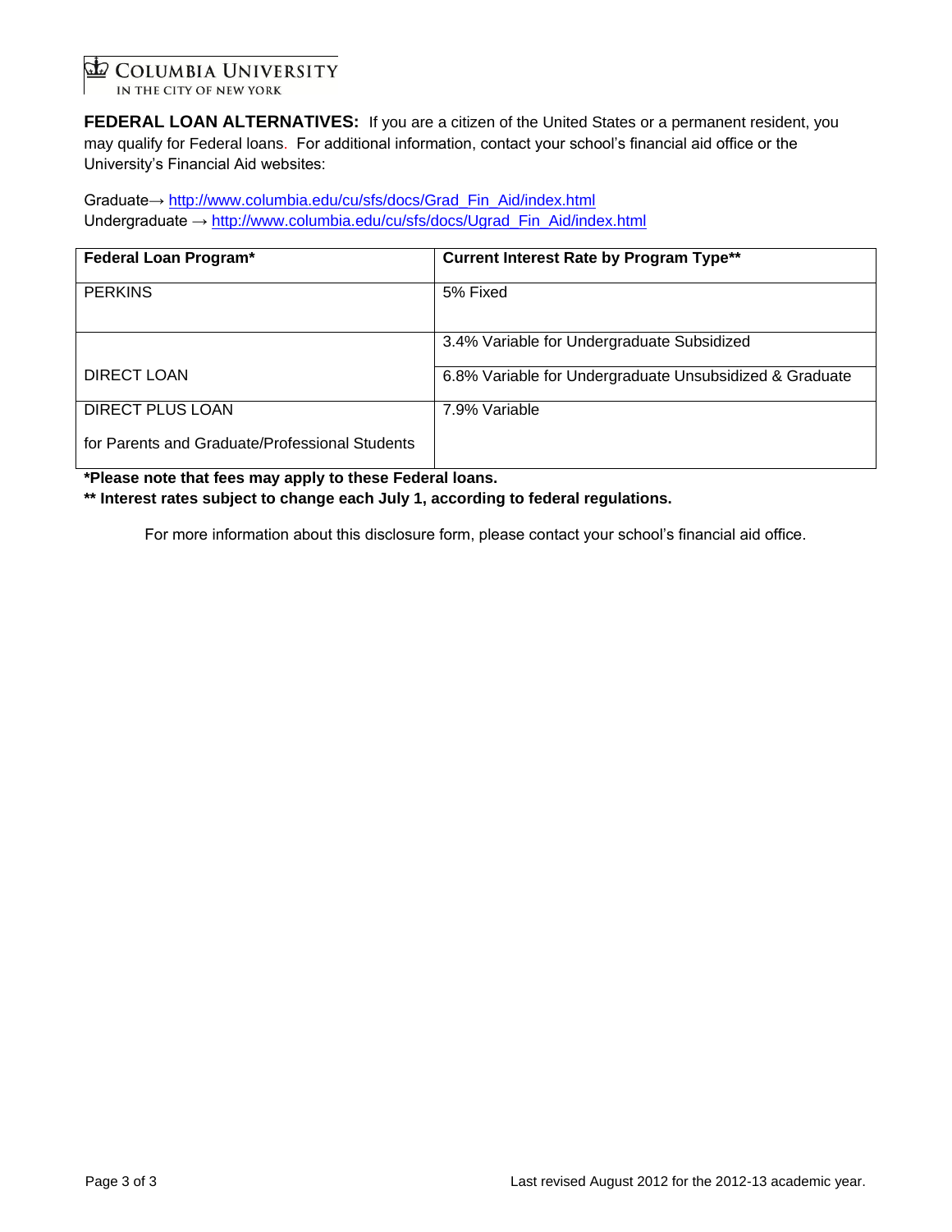COLUMBIA UNIVERSITY
IN THE CITY OF NEW YORK

**FEDERAL LOAN ALTERNATIVES:** If you are a citizen of the United States or a permanent resident, you may qualify for Federal loans. For additional information, contact your school's financial aid office or the University's Financial Aid websites:

Graduate→ http://www.columbia.edu/cu/sfs/docs/Grad_Fin_Aid/index.html
Undergraduate → http://www.columbia.edu/cu/sfs/docs/Ugrad_Fin_Aid/index.html

| **Federal Loan Program*** | **Current Interest Rate by Program Type**** |
|---|---|
| PERKINS | 5% Fixed |
| DIRECT LOAN | 3.4% Variable for Undergraduate Subsidized |
| | 6.8% Variable for Undergraduate Unsubsidized & Graduate |
| DIRECT PLUS LOAN for Parents and Graduate/Professional Students | 7.9% Variable |

***Please note that fees may apply to these Federal loans.**
**** Interest rates subject to change each July 1, according to federal regulations.**

For more information about this disclosure form, please contact your school's financial aid office.

Last revised August 2012 for the 2012-13 academic year.